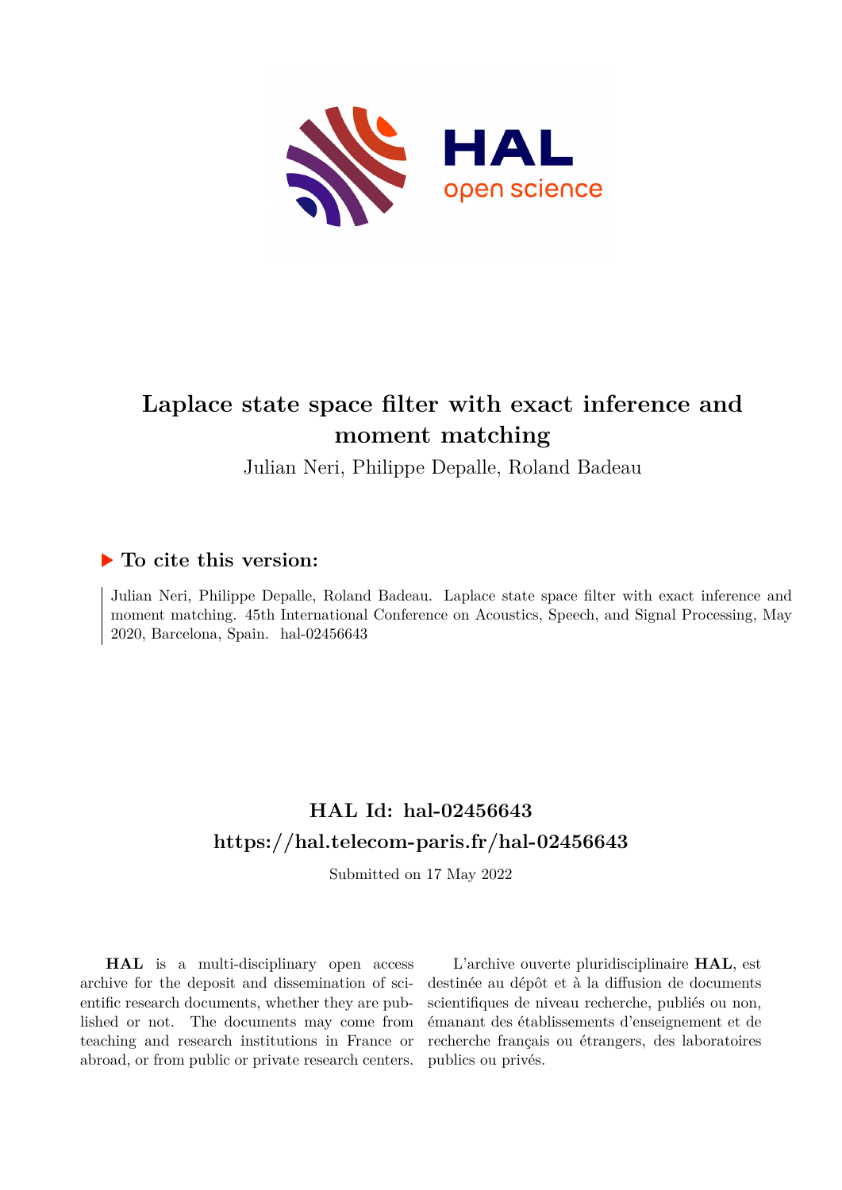# Laplace state space filter with exact inference and moment matching

Julian Neri, Philippe Depalle, Roland Badeau

## ▶ To cite this version:

Julian Neri, Philippe Depalle, Roland Badeau. Laplace state space filter with exact inference and moment matching. 45th International Conference on Acoustics, Speech, and Signal Processing, May 2020, Barcelona, Spain. hal-02456643

## HAL Id: hal-02456643

## https://hal.telecom-paris.fr/hal-02456643

Submitted on 17 May 2022

**HAL** is a multi-disciplinary open access archive for the deposit and dissemination of scientific research documents, whether they are published or not. The documents may come from teaching and research institutions in France or abroad, or from public or private research centers.

L'archive ouverte pluridisciplinaire **HAL**, est destinée au dépôt et à la diffusion de documents scientifiques de niveau recherche, publiés ou non, émanant des établissements d'enseignement et de recherche français ou étrangers, des laboratoires publics ou privés.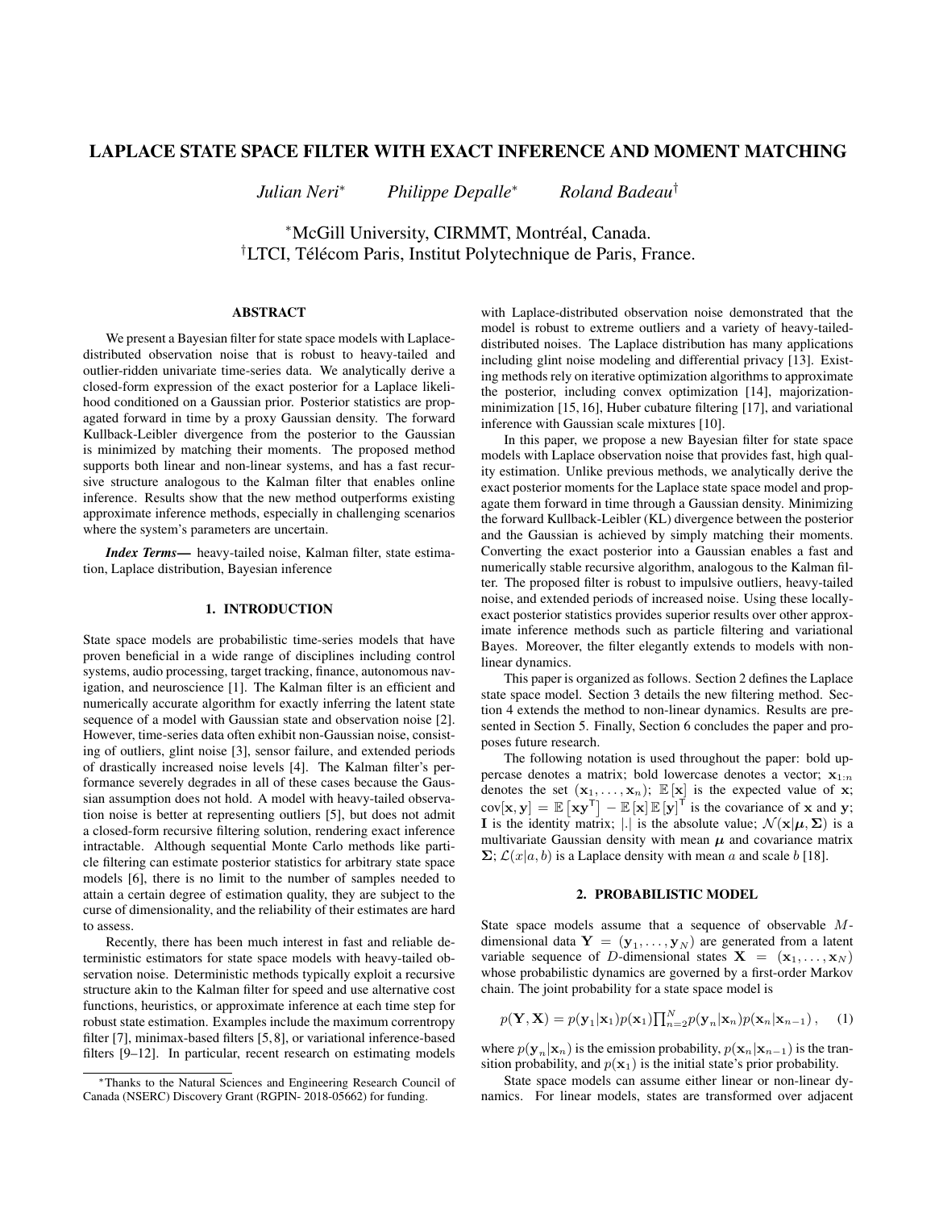# LAPLACE STATE SPACE FILTER WITH EXACT INFERENCE AND MOMENT MATCHING

*Julian Neri*[*] *Philippe Depalle*[*] *Roland Badeau*[†]

[*]McGill University, CIRMMT, Montréal, Canada.
[†]LTCI, Télécom Paris, Institut Polytechnique de Paris, France.

## ABSTRACT

We present a Bayesian filter for state space models with Laplace-distributed observation noise that is robust to heavy-tailed and outlier-ridden univariate time-series data. We analytically derive a closed-form expression of the exact posterior for a Laplace likelihood conditioned on a Gaussian prior. Posterior statistics are propagated forward in time by a proxy Gaussian density. The forward Kullback-Leibler divergence from the posterior to the Gaussian is minimized by matching their moments. The proposed method supports both linear and non-linear systems, and has a fast recursive structure analogous to the Kalman filter that enables online inference. Results show that the new method outperforms existing approximate inference methods, especially in challenging scenarios where the system's parameters are uncertain.

***Index Terms*—** heavy-tailed noise, Kalman filter, state estimation, Laplace distribution, Bayesian inference

## 1. INTRODUCTION

State space models are probabilistic time-series models that have proven beneficial in a wide range of disciplines including control systems, audio processing, target tracking, finance, autonomous navigation, and neuroscience [1]. The Kalman filter is an efficient and numerically accurate algorithm for exactly inferring the latent state sequence of a model with Gaussian state and observation noise [2]. However, time-series data often exhibit non-Gaussian noise, consisting of outliers, glint noise [3], sensor failure, and extended periods of drastically increased noise levels [4]. The Kalman filter's performance severely degrades in all of these cases because the Gaussian assumption does not hold. A model with heavy-tailed observation noise is better at representing outliers [5], but does not admit a closed-form recursive filtering solution, rendering exact inference intractable. Although sequential Monte Carlo methods like particle filtering can estimate posterior statistics for arbitrary state space models [6], there is no limit to the number of samples needed to attain a certain degree of estimation quality, they are subject to the curse of dimensionality, and the reliability of their estimates are hard to assess.

Recently, there has been much interest in fast and reliable deterministic estimators for state space models with heavy-tailed observation noise. Deterministic methods typically exploit a recursive structure akin to the Kalman filter for speed and use alternative cost functions, heuristics, or approximate inference at each time step for robust state estimation. Examples include the maximum correntropy filter [7], minimax-based filters [5,8], or variational inference-based filters [9–12]. In particular, recent research on estimating models with Laplace-distributed observation noise demonstrated that the model is robust to extreme outliers and a variety of heavy-tailed-distributed noises. The Laplace distribution has many applications including glint noise modeling and differential privacy [13]. Existing methods rely on iterative optimization algorithms to approximate the posterior, including convex optimization [14], majorization-minimization [15,16], Huber cubature filtering [17], and variational inference with Gaussian scale mixtures [10].

In this paper, we propose a new Bayesian filter for state space models with Laplace observation noise that provides fast, high quality estimation. Unlike previous methods, we analytically derive the exact posterior moments for the Laplace state space model and propagate them forward in time through a Gaussian density. Minimizing the forward Kullback-Leibler (KL) divergence between the posterior and the Gaussian is achieved by simply matching their moments. Converting the exact posterior into a Gaussian enables a fast and numerically stable recursive algorithm, analogous to the Kalman filter. The proposed filter is robust to impulsive outliers, heavy-tailed noise, and extended periods of increased noise. Using these locally-exact posterior statistics provides superior results over other approximate inference methods such as particle filtering and variational Bayes. Moreover, the filter elegantly extends to models with non-linear dynamics.

This paper is organized as follows. Section 2 defines the Laplace state space model. Section 3 details the new filtering method. Section 4 extends the method to non-linear dynamics. Results are presented in Section 5. Finally, Section 6 concludes the paper and proposes future research.

The following notation is used throughout the paper: bold uppercase denotes a matrix; bold lowercase denotes a vector; $\mathbf{x}_{1:n}$ denotes the set $(\mathbf{x}_1, \ldots, \mathbf{x}_n)$; $\mathbb{E}[\mathbf{x}]$ is the expected value of $\mathbf{x}$; $\text{cov}[\mathbf{x}, \mathbf{y}] = \mathbb{E}[\mathbf{x}\mathbf{y}^\intercal] - \mathbb{E}[\mathbf{x}]\mathbb{E}[\mathbf{y}]^\intercal$ is the covariance of $\mathbf{x}$ and $\mathbf{y}$; $\mathbf{I}$ is the identity matrix; $|.|$ is the absolute value; $\mathcal{N}(\mathbf{x}|\boldsymbol{\mu}, \boldsymbol{\Sigma})$ is a multivariate Gaussian density with mean $\boldsymbol{\mu}$ and covariance matrix $\boldsymbol{\Sigma}$; $\mathcal{L}(x|a, b)$ is a Laplace density with mean $a$ and scale $b$ [18].

## 2. PROBABILISTIC MODEL

State space models assume that a sequence of observable $M$-dimensional data $\mathbf{Y} = (\mathbf{y}_1, \ldots, \mathbf{y}_N)$ are generated from a latent variable sequence of $D$-dimensional states $\mathbf{X} = (\mathbf{x}_1, \ldots, \mathbf{x}_N)$ whose probabilistic dynamics are governed by a first-order Markov chain. The joint probability for a state space model is

$$p(\mathbf{Y}, \mathbf{X}) = p(\mathbf{y}_1|\mathbf{x}_1)p(\mathbf{x}_1)\prod_{n=2}^{N} p(\mathbf{y}_n|\mathbf{x}_n)p(\mathbf{x}_n|\mathbf{x}_{n-1}), \quad (1)$$

where $p(\mathbf{y}_n|\mathbf{x}_n)$ is the emission probability, $p(\mathbf{x}_n|\mathbf{x}_{n-1})$ is the transition probability, and $p(\mathbf{x}_1)$ is the initial state's prior probability.

State space models can assume either linear or non-linear dynamics. For linear models, states are transformed over adjacent

[*]Thanks to the Natural Sciences and Engineering Research Council of Canada (NSERC) Discovery Grant (RGPIN- 2018-05662) for funding.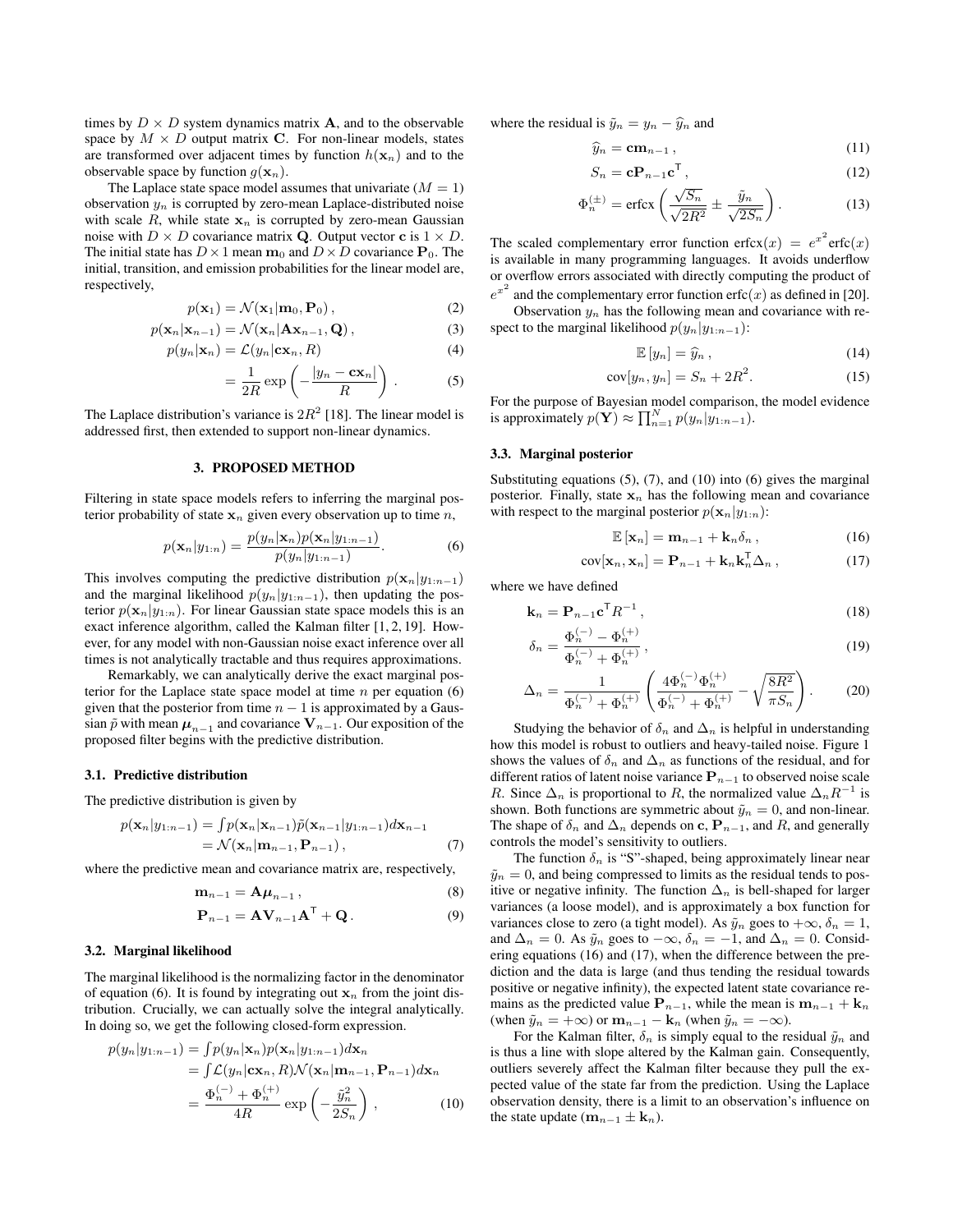times by $D \times D$ system dynamics matrix $\mathbf{A}$, and to the observable space by $M \times D$ output matrix $\mathbf{C}$. For non-linear models, states are transformed over adjacent times by function $h(\mathbf{x}_n)$ and to the observable space by function $g(\mathbf{x}_n)$.

The Laplace state space model assumes that univariate ($M = 1$) observation $y_n$ is corrupted by zero-mean Laplace-distributed noise with scale $R$, while state $\mathbf{x}_n$ is corrupted by zero-mean Gaussian noise with $D \times D$ covariance matrix $\mathbf{Q}$. Output vector $\mathbf{c}$ is $1 \times D$. The initial state has $D \times 1$ mean $\mathbf{m}_0$ and $D \times D$ covariance $\mathbf{P}_0$. The initial, transition, and emission probabilities for the linear model are, respectively,

$$p(\mathbf{x}_1) = \mathcal{N}(\mathbf{x}_1|\mathbf{m}_0, \mathbf{P}_0)\,, \tag{2}$$

$$p(\mathbf{x}_n|\mathbf{x}_{n-1}) = \mathcal{N}(\mathbf{x}_n|\mathbf{A}\mathbf{x}_{n-1}, \mathbf{Q})\,, \tag{3}$$

$$p(y_n|\mathbf{x}_n) = \mathcal{L}(y_n|\mathbf{c}\mathbf{x}_n, R) \tag{4}$$

$$= \frac{1}{2R}\exp\left(-\frac{|y_n - \mathbf{c}\mathbf{x}_n|}{R}\right)\,. \tag{5}$$

The Laplace distribution's variance is $2R^2$ [18]. The linear model is addressed first, then extended to support non-linear dynamics.

## 3. PROPOSED METHOD

Filtering in state space models refers to inferring the marginal posterior probability of state $\mathbf{x}_n$ given every observation up to time $n$,

$$p(\mathbf{x}_n|y_{1:n}) = \frac{p(y_n|\mathbf{x}_n)p(\mathbf{x}_n|y_{1:n-1})}{p(y_n|y_{1:n-1})}. \tag{6}$$

This involves computing the predictive distribution $p(\mathbf{x}_n|y_{1:n-1})$ and the marginal likelihood $p(y_n|y_{1:n-1})$, then updating the posterior $p(\mathbf{x}_n|y_{1:n})$. For linear Gaussian state space models this is an exact inference algorithm, called the Kalman filter [1, 2, 19]. However, for any model with non-Gaussian noise exact inference over all times is not analytically tractable and thus requires approximations.

Remarkably, we can analytically derive the exact marginal posterior for the Laplace state space model at time $n$ per equation (6) given that the posterior from time $n-1$ is approximated by a Gaussian $\tilde{p}$ with mean $\boldsymbol{\mu}_{n-1}$ and covariance $\mathbf{V}_{n-1}$. Our exposition of the proposed filter begins with the predictive distribution.

### 3.1. Predictive distribution

The predictive distribution is given by

$$\begin{aligned} p(\mathbf{x}_n|y_{1:n-1}) &= \textstyle\int p(\mathbf{x}_n|\mathbf{x}_{n-1})\tilde{p}(\mathbf{x}_{n-1}|y_{1:n-1})d\mathbf{x}_{n-1} \\ &= \mathcal{N}(\mathbf{x}_n|\mathbf{m}_{n-1}, \mathbf{P}_{n-1})\,, \end{aligned} \tag{7}$$

where the predictive mean and covariance matrix are, respectively,

$$\mathbf{m}_{n-1} = \mathbf{A}\boldsymbol{\mu}_{n-1}\,, \tag{8}$$

$$\mathbf{P}_{n-1} = \mathbf{A}\mathbf{V}_{n-1}\mathbf{A}^{\mathsf{T}} + \mathbf{Q}\,. \tag{9}$$

### 3.2. Marginal likelihood

The marginal likelihood is the normalizing factor in the denominator of equation (6). It is found by integrating out $\mathbf{x}_n$ from the joint distribution. Crucially, we can actually solve the integral analytically. In doing so, we get the following closed-form expression.

$$\begin{aligned} p(y_n|y_{1:n-1}) &= \textstyle\int p(y_n|\mathbf{x}_n)p(\mathbf{x}_n|y_{1:n-1})d\mathbf{x}_n \\ &= \textstyle\int \mathcal{L}(y_n|\mathbf{c}\mathbf{x}_n, R)\mathcal{N}(\mathbf{x}_n|\mathbf{m}_{n-1}, \mathbf{P}_{n-1})d\mathbf{x}_n \\ &= \frac{\Phi_n^{(-)} + \Phi_n^{(+)}}{4R}\exp\left(-\frac{\tilde{y}_n^2}{2S_n}\right)\,, \end{aligned} \tag{10}$$

where the residual is $\tilde{y}_n = y_n - \widehat{y}_n$ and

$$\widehat{y}_n = \mathbf{c}\mathbf{m}_{n-1}\,, \tag{11}$$

$$S_n = \mathbf{c}\mathbf{P}_{n-1}\mathbf{c}^{\mathsf{T}}\,, \tag{12}$$

$$\Phi_n^{(\pm)} = \operatorname{erfcx}\left(\frac{\sqrt{S_n}}{\sqrt{2R^2}} \pm \frac{\tilde{y}_n}{\sqrt{2S_n}}\right)\,. \tag{13}$$

The scaled complementary error function $\operatorname{erfcx}(x) = e^{x^2}\operatorname{erfc}(x)$ is available in many programming languages. It avoids underflow or overflow errors associated with directly computing the product of $e^{x^2}$ and the complementary error function $\operatorname{erfc}(x)$ as defined in [20].

Observation $y_n$ has the following mean and covariance with respect to the marginal likelihood $p(y_n|y_{1:n-1})$:

$$\mathbb{E}\left[y_n\right] = \widehat{y}_n\,, \tag{14}$$

$$\operatorname{cov}[y_n, y_n] = S_n + 2R^2. \tag{15}$$

For the purpose of Bayesian model comparison, the model evidence is approximately $p(\mathbf{Y}) \approx \prod_{n=1}^{N} p(y_n|y_{1:n-1})$.

### 3.3. Marginal posterior

Substituting equations (5), (7), and (10) into (6) gives the marginal posterior. Finally, state $\mathbf{x}_n$ has the following mean and covariance with respect to the marginal posterior $p(\mathbf{x}_n|y_{1:n})$:

$$\mathbb{E}\left[\mathbf{x}_n\right] = \mathbf{m}_{n-1} + \mathbf{k}_n\delta_n\,, \tag{16}$$

$$\operatorname{cov}[\mathbf{x}_n, \mathbf{x}_n] = \mathbf{P}_{n-1} + \mathbf{k}_n\mathbf{k}_n^{\mathsf{T}}\Delta_n\,, \tag{17}$$

where we have defined

$$\mathbf{k}_n = \mathbf{P}_{n-1}\mathbf{c}^{\mathsf{T}}R^{-1}\,, \tag{18}$$

$$\delta_n = \frac{\Phi_n^{(-)} - \Phi_n^{(+)}}{\Phi_n^{(-)} + \Phi_n^{(+)}}\,, \tag{19}$$

$$\Delta_n = \frac{1}{\Phi_n^{(-)} + \Phi_n^{(+)}}\left(\frac{4\Phi_n^{(-)}\Phi_n^{(+)}}{\Phi_n^{(-)} + \Phi_n^{(+)}} - \sqrt{\frac{8R^2}{\pi S_n}}\right). \tag{20}$$

Studying the behavior of $\delta_n$ and $\Delta_n$ is helpful in understanding how this model is robust to outliers and heavy-tailed noise. Figure 1 shows the values of $\delta_n$ and $\Delta_n$ as functions of the residual, and for different ratios of latent noise variance $\mathbf{P}_{n-1}$ to observed noise scale $R$. Since $\Delta_n$ is proportional to $R$, the normalized value $\Delta_n R^{-1}$ is shown. Both functions are symmetric about $\tilde{y}_n = 0$, and non-linear. The shape of $\delta_n$ and $\Delta_n$ depends on $\mathbf{c}$, $\mathbf{P}_{n-1}$, and $R$, and generally controls the model's sensitivity to outliers.

The function $\delta_n$ is "S"-shaped, being approximately linear near $\tilde{y}_n = 0$, and being compressed to limits as the residual tends to positive or negative infinity. The function $\Delta_n$ is bell-shaped for larger variances (a loose model), and is approximately a box function for variances close to zero (a tight model). As $\tilde{y}_n$ goes to $+\infty$, $\delta_n = 1$, and $\Delta_n = 0$. As $\tilde{y}_n$ goes to $-\infty$, $\delta_n = -1$, and $\Delta_n = 0$. Considering equations (16) and (17), when the difference between the prediction and the data is large (and thus tending the residual towards positive or negative infinity), the expected latent state covariance remains as the predicted value $\mathbf{P}_{n-1}$, while the mean is $\mathbf{m}_{n-1} + \mathbf{k}_n$ (when $\tilde{y}_n = +\infty$) or $\mathbf{m}_{n-1} - \mathbf{k}_n$ (when $\tilde{y}_n = -\infty$).

For the Kalman filter, $\delta_n$ is simply equal to the residual $\tilde{y}_n$ and is thus a line with slope altered by the Kalman gain. Consequently, outliers severely affect the Kalman filter because they pull the expected value of the state far from the prediction. Using the Laplace observation density, there is a limit to an observation's influence on the state update ($\mathbf{m}_{n-1} \pm \mathbf{k}_n$).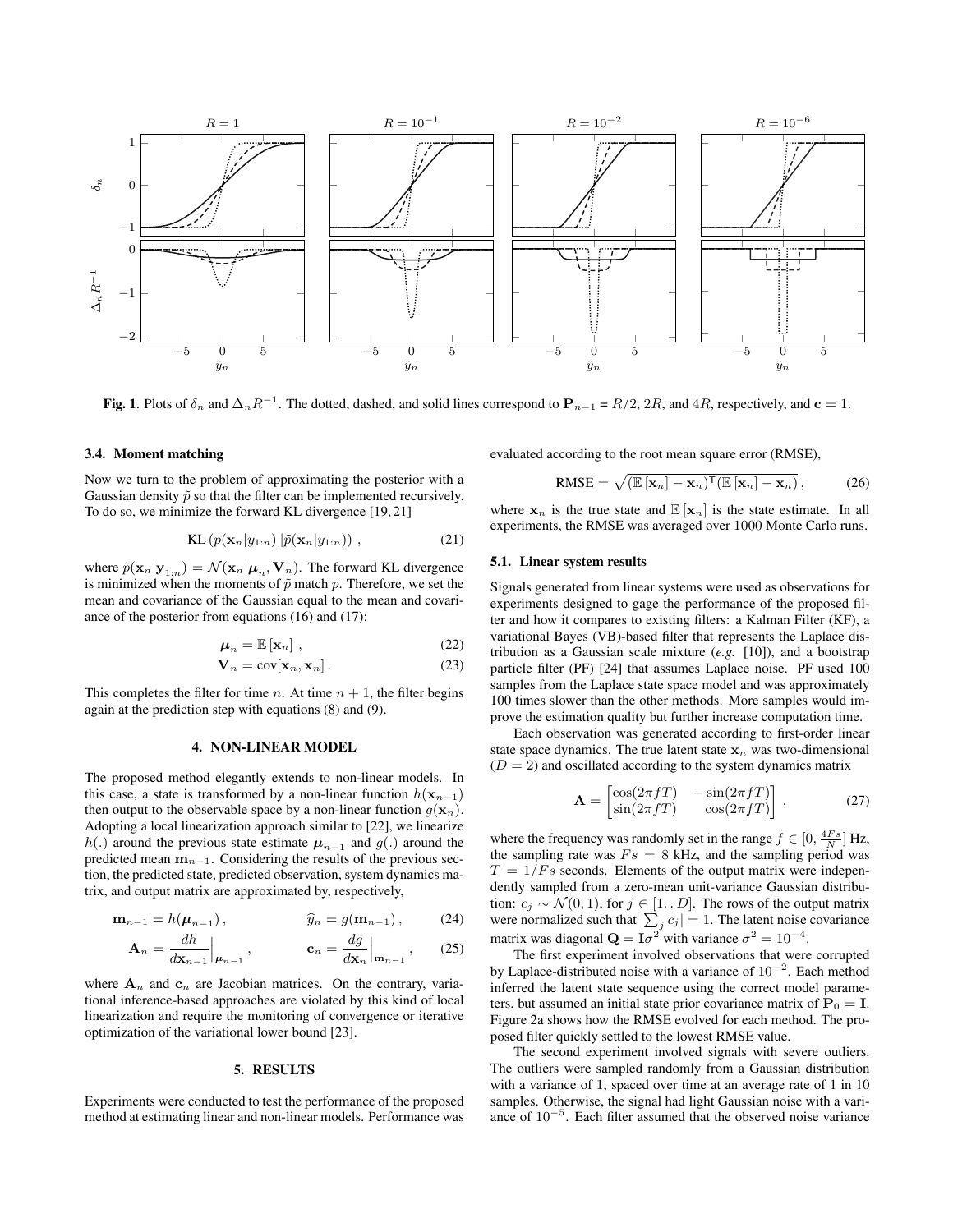$R = 1$

$R = 10^{-1}$

$R = 10^{-2}$

$R = 10^{-6}$

$\delta_n$

1

0

−1

$\Delta_n R^{-1}$

0

−1

−2

−5 0 5

$\tilde{y}_n$

**Fig. 1**. Plots of $\delta_n$ and $\Delta_n R^{-1}$. The dotted, dashed, and solid lines correspond to $\mathbf{P}_{n-1} = R/2$, $2R$, and $4R$, respectively, and $\mathbf{c} = 1$.

### 3.4. Moment matching

Now we turn to the problem of approximating the posterior with a Gaussian density $\tilde{p}$ so that the filter can be implemented recursively. To do so, we minimize the forward KL divergence [19, 21]

$$\mathrm{KL}\left(p(\mathbf{x}_n|y_{1:n}) \| \tilde{p}(\mathbf{x}_n|y_{1:n})\right) , \tag{21}$$

where $\tilde{p}(\mathbf{x}_n|\mathbf{y}_{1:n}) = \mathcal{N}(\mathbf{x}_n|\boldsymbol{\mu}_n, \mathbf{V}_n)$. The forward KL divergence is minimized when the moments of $\tilde{p}$ match $p$. Therefore, we set the mean and covariance of the Gaussian equal to the mean and covariance of the posterior from equations (16) and (17):

$$\boldsymbol{\mu}_n = \mathbb{E}\left[\mathbf{x}_n\right] , \tag{22}$$

$$\mathbf{V}_n = \mathrm{cov}[\mathbf{x}_n, \mathbf{x}_n] . \tag{23}$$

This completes the filter for time $n$. At time $n+1$, the filter begins again at the prediction step with equations (8) and (9).

## 4. NON-LINEAR MODEL

The proposed method elegantly extends to non-linear models. In this case, a state is transformed by a non-linear function $h(\mathbf{x}_{n-1})$ then output to the observable space by a non-linear function $g(\mathbf{x}_n)$. Adopting a local linearization approach similar to [22], we linearize $h(.)$ around the previous state estimate $\boldsymbol{\mu}_{n-1}$ and $g(.)$ around the predicted mean $\mathbf{m}_{n-1}$. Considering the results of the previous section, the predicted state, predicted observation, system dynamics matrix, and output matrix are approximated by, respectively,

$$\mathbf{m}_{n-1} = h(\boldsymbol{\mu}_{n-1}) , \qquad \widehat{y}_n = g(\mathbf{m}_{n-1}) , \tag{24}$$

$$\mathbf{A}_n = \frac{dh}{d\mathbf{x}_{n-1}}\Big|_{\boldsymbol{\mu}_{n-1}} , \qquad \mathbf{c}_n = \frac{dg}{d\mathbf{x}_n}\Big|_{\mathbf{m}_{n-1}} , \tag{25}$$

where $\mathbf{A}_n$ and $\mathbf{c}_n$ are Jacobian matrices. On the contrary, variational inference-based approaches are violated by this kind of local linearization and require the monitoring of convergence or iterative optimization of the variational lower bound [23].

## 5. RESULTS

Experiments were conducted to test the performance of the proposed method at estimating linear and non-linear models. Performance was evaluated according to the root mean square error (RMSE),

$$\mathrm{RMSE} = \sqrt{(\mathbb{E}\left[\mathbf{x}_n\right] - \mathbf{x}_n)^{\mathsf{T}}(\mathbb{E}\left[\mathbf{x}_n\right] - \mathbf{x}_n)} , \tag{26}$$

where $\mathbf{x}_n$ is the true state and $\mathbb{E}\left[\mathbf{x}_n\right]$ is the state estimate. In all experiments, the RMSE was averaged over 1000 Monte Carlo runs.

### 5.1. Linear system results

Signals generated from linear systems were used as observations for experiments designed to gage the performance of the proposed filter and how it compares to existing filters: a Kalman Filter (KF), a variational Bayes (VB)-based filter that represents the Laplace distribution as a Gaussian scale mixture (*e.g.* [10]), and a bootstrap particle filter (PF) [24] that assumes Laplace noise. PF used 100 samples from the Laplace state space model and was approximately 100 times slower than the other methods. More samples would improve the estimation quality but further increase computation time.

Each observation was generated according to first-order linear state space dynamics. The true latent state $\mathbf{x}_n$ was two-dimensional ($D = 2$) and oscillated according to the system dynamics matrix

$$\mathbf{A} = \begin{bmatrix} \cos(2\pi fT) & -\sin(2\pi fT) \\ \sin(2\pi fT) & \cos(2\pi fT) \end{bmatrix} , \tag{27}$$

where the frequency was randomly set in the range $f \in [0, \frac{4Fs}{N}]$ Hz, the sampling rate was $Fs = 8$ kHz, and the sampling period was $T = 1/Fs$ seconds. Elements of the output matrix were independently sampled from a zero-mean unit-variance Gaussian distribution: $c_j \sim \mathcal{N}(0, 1)$, for $j \in [1 \,.\,.\, D]$. The rows of the output matrix were normalized such that $|\sum_j c_j| = 1$. The latent noise covariance matrix was diagonal $\mathbf{Q} = \mathbf{I}\sigma^2$ with variance $\sigma^2 = 10^{-4}$.

The first experiment involved observations that were corrupted by Laplace-distributed noise with a variance of $10^{-2}$. Each method inferred the latent state sequence using the correct model parameters, but assumed an initial state prior covariance matrix of $\mathbf{P}_0 = \mathbf{I}$. Figure 2a shows how the RMSE evolved for each method. The proposed filter quickly settled to the lowest RMSE value.

The second experiment involved signals with severe outliers. The outliers were sampled randomly from a Gaussian distribution with a variance of 1, spaced over time at an average rate of 1 in 10 samples. Otherwise, the signal had light Gaussian noise with a variance of $10^{-5}$. Each filter assumed that the observed noise variance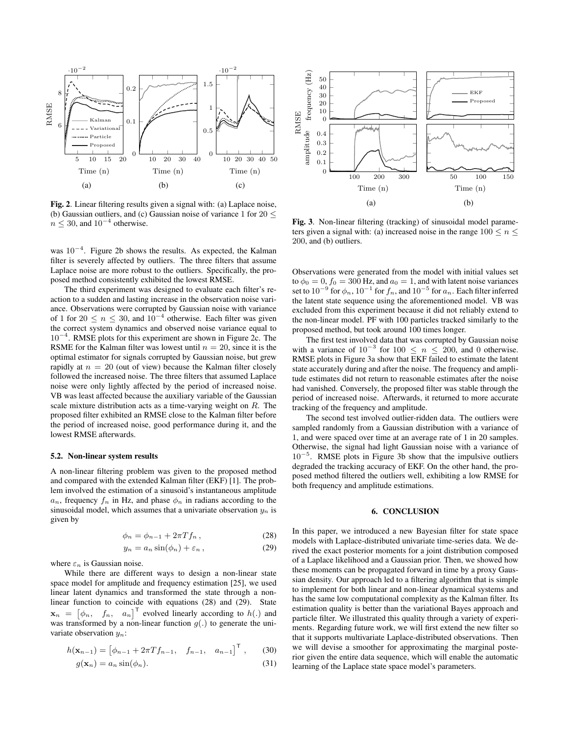$\cdot 10^{-2}$

8

6

RMSE

Kalman

Variational

Particle

Proposed

5 10 15 20

Time (n)

(a)

0.2

0.1

0

10 20 30 40

Time (n)

(b)

$\cdot 10^{-2}$

1.5

1

0.5

0

10 20 30 40 50

Time (n)

(c)

**Fig. 2**. Linear filtering results given a signal with: (a) Laplace noise, (b) Gaussian outliers, and (c) Gaussian noise of variance 1 for $20 \leq n \leq 30$, and $10^{-4}$ otherwise.

was $10^{-4}$. Figure 2b shows the results. As expected, the Kalman filter is severely affected by outliers. The three filters that assume Laplace noise are more robust to the outliers. Specifically, the proposed method consistently exhibited the lowest RMSE.

The third experiment was designed to evaluate each filter's reaction to a sudden and lasting increase in the observation noise variance. Observations were corrupted by Gaussian noise with variance of 1 for $20 \leq n \leq 30$, and $10^{-4}$ otherwise. Each filter was given the correct system dynamics and observed noise variance equal to $10^{-4}$. RMSE plots for this experiment are shown in Figure 2c. The RSME for the Kalman filter was lowest until $n = 20$, since it is the optimal estimator for signals corrupted by Gaussian noise, but grew rapidly at $n = 20$ (out of view) because the Kalman filter closely followed the increased noise. The three filters that assumed Laplace noise were only lightly affected by the period of increased noise. VB was least affected because the auxiliary variable of the Gaussian scale mixture distribution acts as a time-varying weight on $R$. The proposed filter exhibited an RMSE close to the Kalman filter before the period of increased noise, good performance during it, and the lowest RMSE afterwards.

### 5.2. Non-linear system results

A non-linear filtering problem was given to the proposed method and compared with the extended Kalman filter (EKF) [1]. The problem involved the estimation of a sinusoid's instantaneous amplitude $a_n$, frequency $f_n$ in Hz, and phase $\phi_n$ in radians according to the sinusoidal model, which assumes that a univariate observation $y_n$ is given by

$$\phi_n = \phi_{n-1} + 2\pi T f_n \,, \tag{28}$$

$$y_n = a_n \sin(\phi_n) + \varepsilon_n \,, \tag{29}$$

where $\varepsilon_n$ is Gaussian noise.

While there are different ways to design a non-linear state space model for amplitude and frequency estimation [25], we used linear latent dynamics and transformed the state through a non-linear function to coincide with equations (28) and (29). State $\mathbf{x}_n = \begin{bmatrix} \phi_n, & f_n, & a_n \end{bmatrix}^\mathsf{T}$ evolved linearly according to $h(.)$ and was transformed by a non-linear function $g(.)$ to generate the univariate observation $y_n$:

$$h(\mathbf{x}_{n-1}) = \begin{bmatrix} \phi_{n-1} + 2\pi T f_{n-1}, & f_{n-1}, & a_{n-1} \end{bmatrix}^\mathsf{T} \,, \tag{30}$$

$$g(\mathbf{x}_n) = a_n \sin(\phi_n). \tag{31}$$

RMSE

frequency (Hz)

50

40

30

20

10

0

EKF

Proposed

amplitude

0.4

0.3

0.2

0.1

0

100 200 300

Time (n)

(a)

50 100 150

Time (n)

(b)

**Fig. 3**. Non-linear filtering (tracking) of sinusoidal model parameters given a signal with: (a) increased noise in the range $100 \leq n \leq 200$, and (b) outliers.

Observations were generated from the model with initial values set to $\phi_0 = 0$, $f_0 = 300$ Hz, and $a_0 = 1$, and with latent noise variances set to $10^{-9}$ for $\phi_n$, $10^{-1}$ for $f_n$, and $10^{-5}$ for $a_n$. Each filter inferred the latent state sequence using the aforementioned model. VB was excluded from this experiment because it did not reliably extend to the non-linear model. PF with 100 particles tracked similarly to the proposed method, but took around 100 times longer.

The first test involved data that was corrupted by Gaussian noise with a variance of $10^{-3}$ for $100 \leq n \leq 200$, and 0 otherwise. RMSE plots in Figure 3a show that EKF failed to estimate the latent state accurately during and after the noise. The frequency and amplitude estimates did not return to reasonable estimates after the noise had vanished. Conversely, the proposed filter was stable through the period of increased noise. Afterwards, it returned to more accurate tracking of the frequency and amplitude.

The second test involved outlier-ridden data. The outliers were sampled randomly from a Gaussian distribution with a variance of 1, and were spaced over time at an average rate of 1 in 20 samples. Otherwise, the signal had light Gaussian noise with a variance of $10^{-5}$. RMSE plots in Figure 3b show that the impulsive outliers degraded the tracking accuracy of EKF. On the other hand, the proposed method filtered the outliers well, exhibiting a low RMSE for both frequency and amplitude estimations.

## 6. CONCLUSION

In this paper, we introduced a new Bayesian filter for state space models with Laplace-distributed univariate time-series data. We derived the exact posterior moments for a joint distribution composed of a Laplace likelihood and a Gaussian prior. Then, we showed how these moments can be propagated forward in time by a proxy Gaussian density. Our approach led to a filtering algorithm that is simple to implement for both linear and non-linear dynamical systems and has the same low computational complexity as the Kalman filter. Its estimation quality is better than the variational Bayes approach and particle filter. We illustrated this quality through a variety of experiments. Regarding future work, we will first extend the new filter so that it supports multivariate Laplace-distributed observations. Then we will devise a smoother for approximating the marginal posterior given the entire data sequence, which will enable the automatic learning of the Laplace state space model's parameters.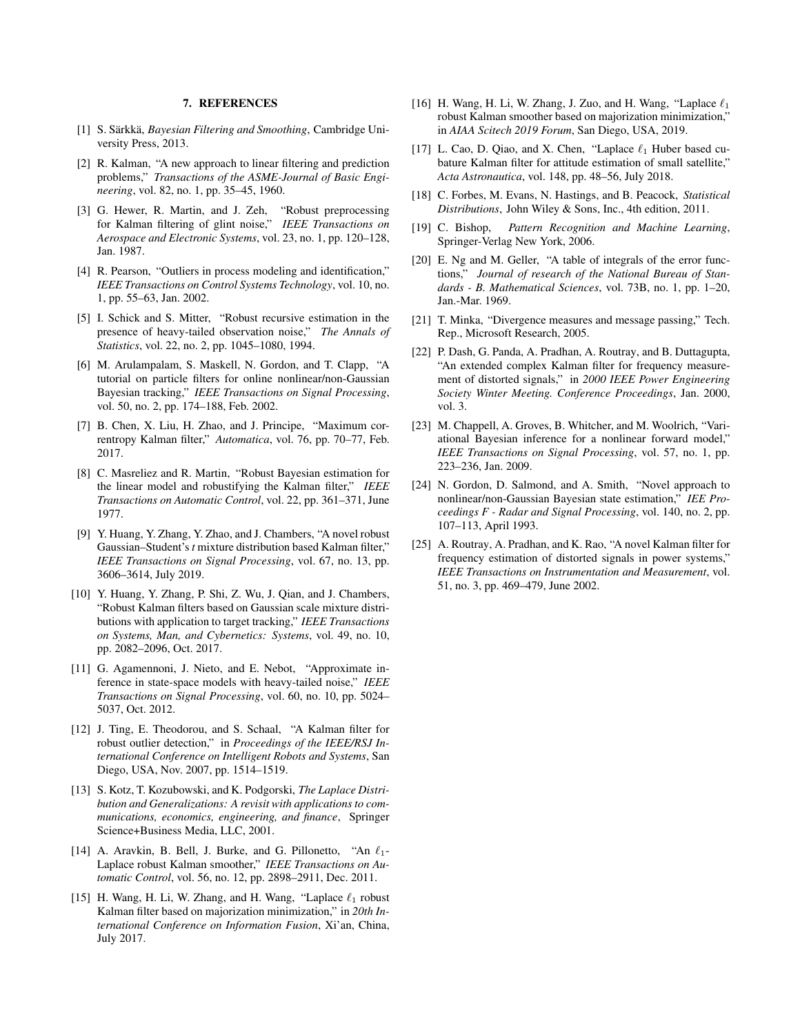## 7. REFERENCES

[1] S. Särkkä, *Bayesian Filtering and Smoothing*, Cambridge University Press, 2013.

[2] R. Kalman, "A new approach to linear filtering and prediction problems," *Transactions of the ASME-Journal of Basic Engineering*, vol. 82, no. 1, pp. 35–45, 1960.

[3] G. Hewer, R. Martin, and J. Zeh, "Robust preprocessing for Kalman filtering of glint noise," *IEEE Transactions on Aerospace and Electronic Systems*, vol. 23, no. 1, pp. 120–128, Jan. 1987.

[4] R. Pearson, "Outliers in process modeling and identification," *IEEE Transactions on Control Systems Technology*, vol. 10, no. 1, pp. 55–63, Jan. 2002.

[5] I. Schick and S. Mitter, "Robust recursive estimation in the presence of heavy-tailed observation noise," *The Annals of Statistics*, vol. 22, no. 2, pp. 1045–1080, 1994.

[6] M. Arulampalam, S. Maskell, N. Gordon, and T. Clapp, "A tutorial on particle filters for online nonlinear/non-Gaussian Bayesian tracking," *IEEE Transactions on Signal Processing*, vol. 50, no. 2, pp. 174–188, Feb. 2002.

[7] B. Chen, X. Liu, H. Zhao, and J. Principe, "Maximum correntropy Kalman filter," *Automatica*, vol. 76, pp. 70–77, Feb. 2017.

[8] C. Masreliez and R. Martin, "Robust Bayesian estimation for the linear model and robustifying the Kalman filter," *IEEE Transactions on Automatic Control*, vol. 22, pp. 361–371, June 1977.

[9] Y. Huang, Y. Zhang, Y. Zhao, and J. Chambers, "A novel robust Gaussian–Student's *t* mixture distribution based Kalman filter," *IEEE Transactions on Signal Processing*, vol. 67, no. 13, pp. 3606–3614, July 2019.

[10] Y. Huang, Y. Zhang, P. Shi, Z. Wu, J. Qian, and J. Chambers, "Robust Kalman filters based on Gaussian scale mixture distributions with application to target tracking," *IEEE Transactions on Systems, Man, and Cybernetics: Systems*, vol. 49, no. 10, pp. 2082–2096, Oct. 2017.

[11] G. Agamennoni, J. Nieto, and E. Nebot, "Approximate inference in state-space models with heavy-tailed noise," *IEEE Transactions on Signal Processing*, vol. 60, no. 10, pp. 5024–5037, Oct. 2012.

[12] J. Ting, E. Theodorou, and S. Schaal, "A Kalman filter for robust outlier detection," in *Proceedings of the IEEE/RSJ International Conference on Intelligent Robots and Systems*, San Diego, USA, Nov. 2007, pp. 1514–1519.

[13] S. Kotz, T. Kozubowski, and K. Podgorski, *The Laplace Distribution and Generalizations: A revisit with applications to communications, economics, engineering, and finance*, Springer Science+Business Media, LLC, 2001.

[14] A. Aravkin, B. Bell, J. Burke, and G. Pillonetto, "An $\ell_1$-Laplace robust Kalman smoother," *IEEE Transactions on Automatic Control*, vol. 56, no. 12, pp. 2898–2911, Dec. 2011.

[15] H. Wang, H. Li, W. Zhang, and H. Wang, "Laplace $\ell_1$ robust Kalman filter based on majorization minimization," in *20th International Conference on Information Fusion*, Xi'an, China, July 2017.

[16] H. Wang, H. Li, W. Zhang, J. Zuo, and H. Wang, "Laplace $\ell_1$ robust Kalman smoother based on majorization minimization," in *AIAA Scitech 2019 Forum*, San Diego, USA, 2019.

[17] L. Cao, D. Qiao, and X. Chen, "Laplace $\ell_1$ Huber based cubature Kalman filter for attitude estimation of small satellite," *Acta Astronautica*, vol. 148, pp. 48–56, July 2018.

[18] C. Forbes, M. Evans, N. Hastings, and B. Peacock, *Statistical Distributions*, John Wiley & Sons, Inc., 4th edition, 2011.

[19] C. Bishop, *Pattern Recognition and Machine Learning*, Springer-Verlag New York, 2006.

[20] E. Ng and M. Geller, "A table of integrals of the error functions," *Journal of research of the National Bureau of Standards - B. Mathematical Sciences*, vol. 73B, no. 1, pp. 1–20, Jan.-Mar. 1969.

[21] T. Minka, "Divergence measures and message passing," Tech. Rep., Microsoft Research, 2005.

[22] P. Dash, G. Panda, A. Pradhan, A. Routray, and B. Duttagupta, "An extended complex Kalman filter for frequency measurement of distorted signals," in *2000 IEEE Power Engineering Society Winter Meeting. Conference Proceedings*, Jan. 2000, vol. 3.

[23] M. Chappell, A. Groves, B. Whitcher, and M. Woolrich, "Variational Bayesian inference for a nonlinear forward model," *IEEE Transactions on Signal Processing*, vol. 57, no. 1, pp. 223–236, Jan. 2009.

[24] N. Gordon, D. Salmond, and A. Smith, "Novel approach to nonlinear/non-Gaussian Bayesian state estimation," *IEE Proceedings F - Radar and Signal Processing*, vol. 140, no. 2, pp. 107–113, April 1993.

[25] A. Routray, A. Pradhan, and K. Rao, "A novel Kalman filter for frequency estimation of distorted signals in power systems," *IEEE Transactions on Instrumentation and Measurement*, vol. 51, no. 3, pp. 469–479, June 2002.